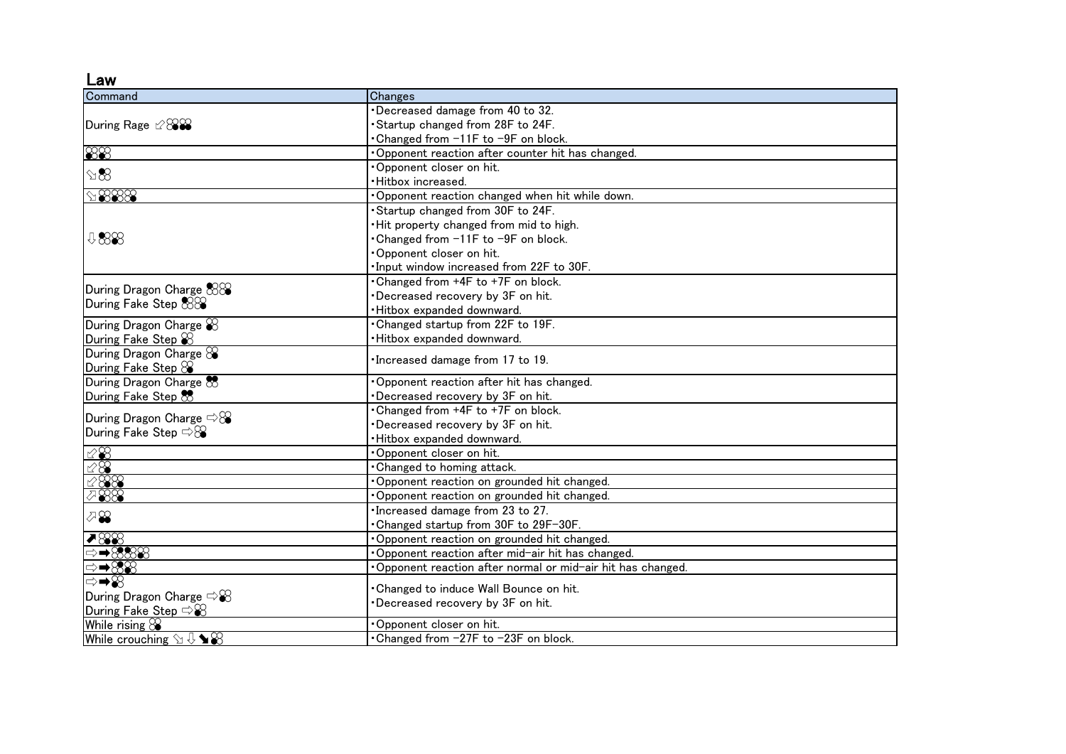## Law

| Command | Changes |
|---|---|
| During Rage ⇙2,3+4 | ・Decreased damage from 40 to 32.<br>・Startup changed from 28F to 24F.<br>・Changed from −11F to −9F on block. |
| 2,1 | ・Opponent reaction after counter hit has changed. |
| ⇘3 | ・Opponent closer on hit.<br>・Hitbox increased. |
| ⇘3,4,2 | ・Opponent reaction changed when hit while down. |
| ⇩3,2 | ・Startup changed from 30F to 24F.<br>・Hit property changed from mid to high.<br>・Changed from −11F to −9F on block.<br>・Opponent closer on hit.<br>・Input window increased from 22F to 30F. |
| During Dragon Charge 1,2<br>During Fake Step 4,2 | ・Changed from +4F to +7F on block.<br>・Decreased recovery by 3F on hit.<br>・Hitbox expanded downward. |
| During Dragon Charge 3<br>During Fake Step 3 | ・Changed startup from 22F to 19F.<br>・Hitbox expanded downward. |
| During Dragon Charge 4<br>During Fake Step 4 | ・Increased damage from 17 to 19. |
| During Dragon Charge 1+2<br>During Fake Step 1+2 | ・Opponent reaction after hit has changed.<br>・Decreased recovery by 3F on hit. |
| During Dragon Charge ⇨4<br>During Fake Step ⇨4 | ・Changed from +4F to +7F on block.<br>・Decreased recovery by 3F on hit.<br>・Hitbox expanded downward. |
| ⇙3 | ・Opponent closer on hit. |
| ⇙4 | ・Changed to homing attack. |
| ⇙4,3 | ・Opponent reaction on grounded hit changed. |
| ⇗3,2 | ・Opponent reaction on grounded hit changed. |
| ⇗3+4 | ・Increased damage from 23 to 27.<br>・Changed startup from 30F to 29F-30F. |
| ⬈2,2 | ・Opponent reaction on grounded hit changed. |
| ⇨➡1,2,1,3 | ・Opponent reaction after mid-air hit has changed. |
| ⇨➡1,2 | ・Opponent reaction after normal or mid-air hit has changed. |
| ⇨➡2<br>During Dragon Charge ⇨3<br>During Fake Step ⇨3 | ・Changed to induce Wall Bounce on hit.<br>・Decreased recovery by 3F on hit. |
| While rising 4 | ・Opponent closer on hit. |
| While crouching ⇘⇩➘2 | ・Changed from −27F to −23F on block. |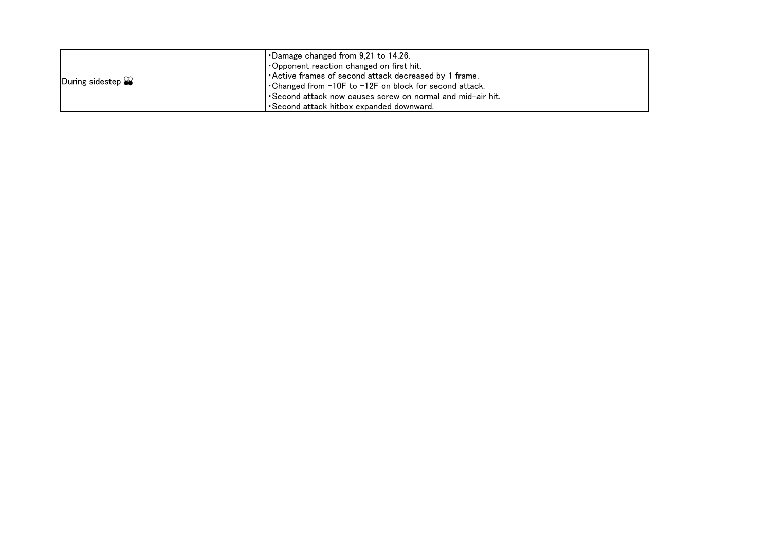| | |
|---|---|
| During sidestep 🎮 | ・Damage changed from 9,21 to 14,26.<br>・Opponent reaction changed on first hit.<br>・Active frames of second attack decreased by 1 frame.<br>・Changed from −10F to −12F on block for second attack.<br>・Second attack now causes screw on normal and mid−air hit.<br>・Second attack hitbox expanded downward. |